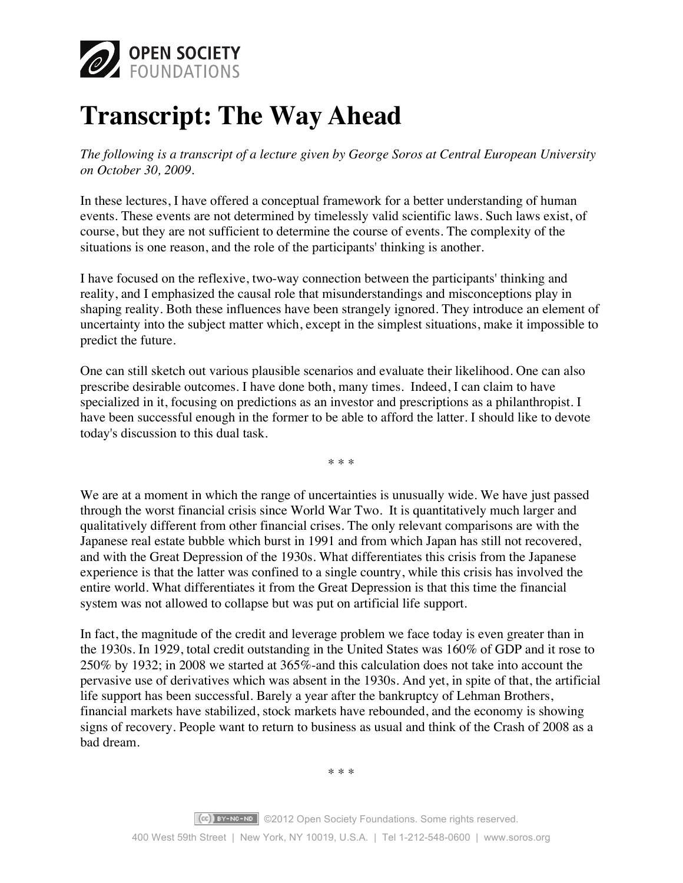# Transcript: The Way Ahead

*The following is a transcript of a lecture given by George Soros at Central European University on October 30, 2009.*

In these lectures, I have offered a conceptual framework for a better understanding of human events. These events are not determined by timelessly valid scientific laws. Such laws exist, of course, but they are not sufficient to determine the course of events. The complexity of the situations is one reason, and the role of the participants' thinking is another.

I have focused on the reflexive, two-way connection between the participants' thinking and reality, and I emphasized the causal role that misunderstandings and misconceptions play in shaping reality. Both these influences have been strangely ignored. They introduce an element of uncertainty into the subject matter which, except in the simplest situations, make it impossible to predict the future.

One can still sketch out various plausible scenarios and evaluate their likelihood. One can also prescribe desirable outcomes. I have done both, many times. Indeed, I can claim to have specialized in it, focusing on predictions as an investor and prescriptions as a philanthropist. I have been successful enough in the former to be able to afford the latter. I should like to devote today's discussion to this dual task.

\* \* \*

We are at a moment in which the range of uncertainties is unusually wide. We have just passed through the worst financial crisis since World War Two. It is quantitatively much larger and qualitatively different from other financial crises. The only relevant comparisons are with the Japanese real estate bubble which burst in 1991 and from which Japan has still not recovered, and with the Great Depression of the 1930s. What differentiates this crisis from the Japanese experience is that the latter was confined to a single country, while this crisis has involved the entire world. What differentiates it from the Great Depression is that this time the financial system was not allowed to collapse but was put on artificial life support.

In fact, the magnitude of the credit and leverage problem we face today is even greater than in the 1930s. In 1929, total credit outstanding in the United States was 160% of GDP and it rose to 250% by 1932; in 2008 we started at 365%-and this calculation does not take into account the pervasive use of derivatives which was absent in the 1930s. And yet, in spite of that, the artificial life support has been successful. Barely a year after the bankruptcy of Lehman Brothers, financial markets have stabilized, stock markets have rebounded, and the economy is showing signs of recovery. People want to return to business as usual and think of the Crash of 2008 as a bad dream.

\* \* \*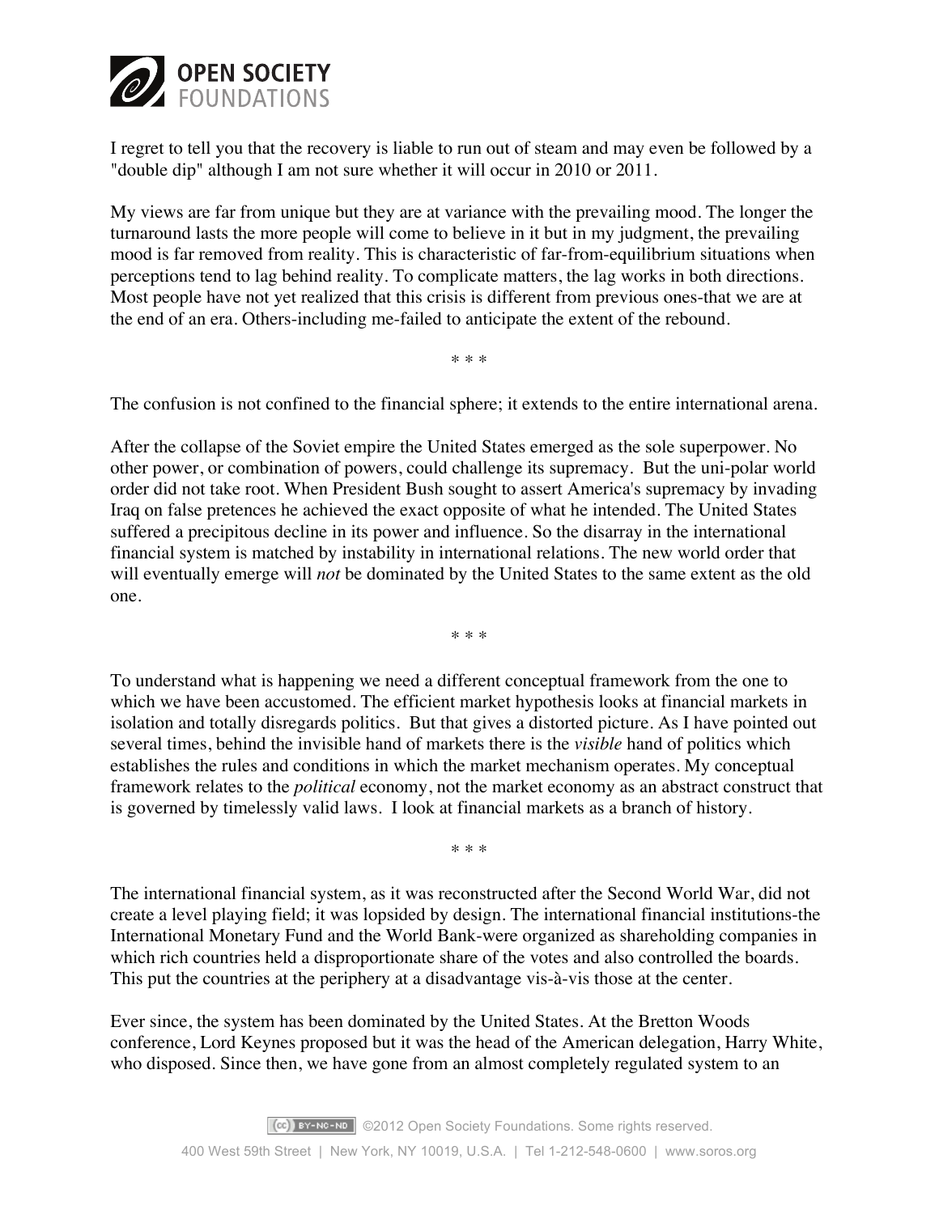I regret to tell you that the recovery is liable to run out of steam and may even be followed by a "double dip" although I am not sure whether it will occur in 2010 or 2011.

My views are far from unique but they are at variance with the prevailing mood. The longer the turnaround lasts the more people will come to believe in it but in my judgment, the prevailing mood is far removed from reality. This is characteristic of far-from-equilibrium situations when perceptions tend to lag behind reality. To complicate matters, the lag works in both directions. Most people have not yet realized that this crisis is different from previous ones-that we are at the end of an era. Others-including me-failed to anticipate the extent of the rebound.

\* \* \*

The confusion is not confined to the financial sphere; it extends to the entire international arena.

After the collapse of the Soviet empire the United States emerged as the sole superpower. No other power, or combination of powers, could challenge its supremacy. But the uni-polar world order did not take root. When President Bush sought to assert America's supremacy by invading Iraq on false pretences he achieved the exact opposite of what he intended. The United States suffered a precipitous decline in its power and influence. So the disarray in the international financial system is matched by instability in international relations. The new world order that will eventually emerge will *not* be dominated by the United States to the same extent as the old one.

\* \* \*

To understand what is happening we need a different conceptual framework from the one to which we have been accustomed. The efficient market hypothesis looks at financial markets in isolation and totally disregards politics. But that gives a distorted picture. As I have pointed out several times, behind the invisible hand of markets there is the *visible* hand of politics which establishes the rules and conditions in which the market mechanism operates. My conceptual framework relates to the *political* economy, not the market economy as an abstract construct that is governed by timelessly valid laws. I look at financial markets as a branch of history.

\* \* \*

The international financial system, as it was reconstructed after the Second World War, did not create a level playing field; it was lopsided by design. The international financial institutions-the International Monetary Fund and the World Bank-were organized as shareholding companies in which rich countries held a disproportionate share of the votes and also controlled the boards. This put the countries at the periphery at a disadvantage vis-à-vis those at the center.

Ever since, the system has been dominated by the United States. At the Bretton Woods conference, Lord Keynes proposed but it was the head of the American delegation, Harry White, who disposed. Since then, we have gone from an almost completely regulated system to an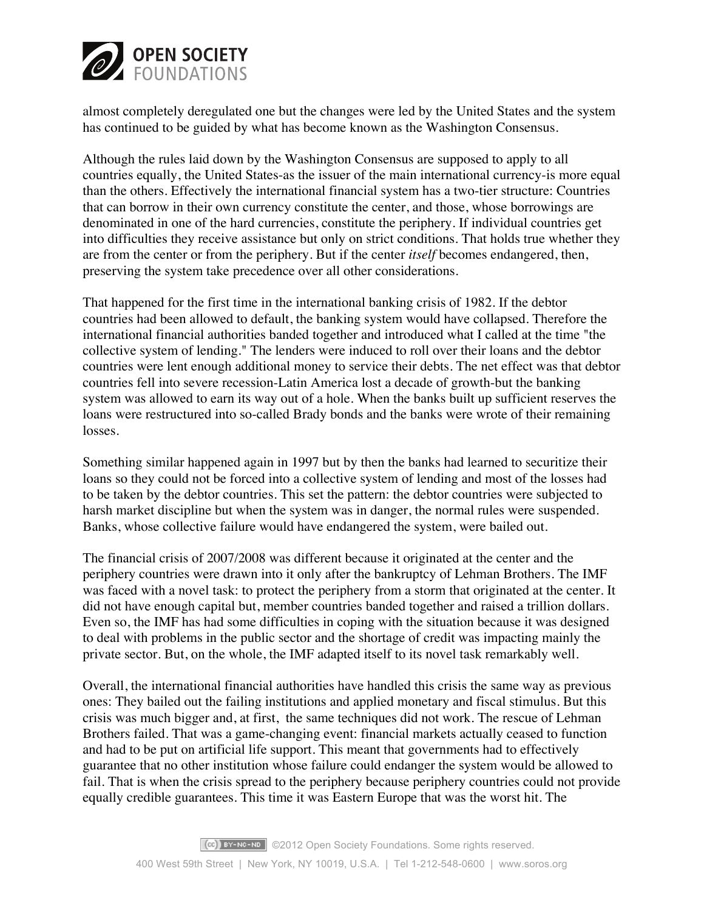almost completely deregulated one but the changes were led by the United States and the system has continued to be guided by what has become known as the Washington Consensus.

Although the rules laid down by the Washington Consensus are supposed to apply to all countries equally, the United States-as the issuer of the main international currency-is more equal than the others. Effectively the international financial system has a two-tier structure: Countries that can borrow in their own currency constitute the center, and those, whose borrowings are denominated in one of the hard currencies, constitute the periphery. If individual countries get into difficulties they receive assistance but only on strict conditions. That holds true whether they are from the center or from the periphery. But if the center *itself* becomes endangered, then, preserving the system take precedence over all other considerations.

That happened for the first time in the international banking crisis of 1982. If the debtor countries had been allowed to default, the banking system would have collapsed. Therefore the international financial authorities banded together and introduced what I called at the time "the collective system of lending." The lenders were induced to roll over their loans and the debtor countries were lent enough additional money to service their debts. The net effect was that debtor countries fell into severe recession-Latin America lost a decade of growth-but the banking system was allowed to earn its way out of a hole. When the banks built up sufficient reserves the loans were restructured into so-called Brady bonds and the banks were wrote of their remaining losses.

Something similar happened again in 1997 but by then the banks had learned to securitize their loans so they could not be forced into a collective system of lending and most of the losses had to be taken by the debtor countries. This set the pattern: the debtor countries were subjected to harsh market discipline but when the system was in danger, the normal rules were suspended. Banks, whose collective failure would have endangered the system, were bailed out.

The financial crisis of 2007/2008 was different because it originated at the center and the periphery countries were drawn into it only after the bankruptcy of Lehman Brothers. The IMF was faced with a novel task: to protect the periphery from a storm that originated at the center. It did not have enough capital but, member countries banded together and raised a trillion dollars. Even so, the IMF has had some difficulties in coping with the situation because it was designed to deal with problems in the public sector and the shortage of credit was impacting mainly the private sector. But, on the whole, the IMF adapted itself to its novel task remarkably well.

Overall, the international financial authorities have handled this crisis the same way as previous ones: They bailed out the failing institutions and applied monetary and fiscal stimulus. But this crisis was much bigger and, at first, the same techniques did not work. The rescue of Lehman Brothers failed. That was a game-changing event: financial markets actually ceased to function and had to be put on artificial life support. This meant that governments had to effectively guarantee that no other institution whose failure could endanger the system would be allowed to fail. That is when the crisis spread to the periphery because periphery countries could not provide equally credible guarantees. This time it was Eastern Europe that was the worst hit. The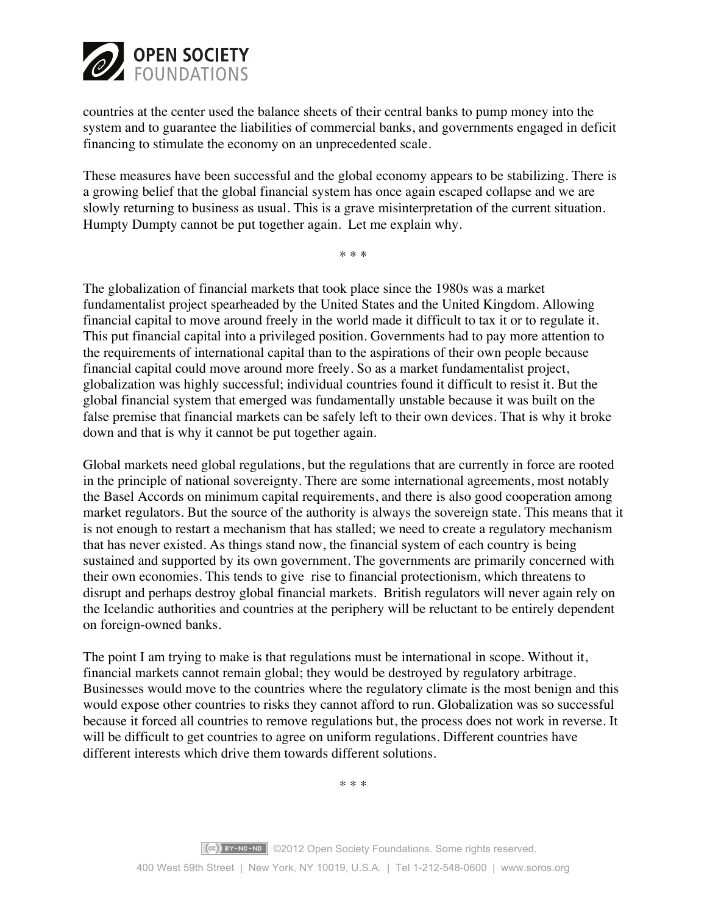countries at the center used the balance sheets of their central banks to pump money into the system and to guarantee the liabilities of commercial banks, and governments engaged in deficit financing to stimulate the economy on an unprecedented scale.

These measures have been successful and the global economy appears to be stabilizing. There is a growing belief that the global financial system has once again escaped collapse and we are slowly returning to business as usual. This is a grave misinterpretation of the current situation. Humpty Dumpty cannot be put together again. Let me explain why.

\* \* \*

The globalization of financial markets that took place since the 1980s was a market fundamentalist project spearheaded by the United States and the United Kingdom. Allowing financial capital to move around freely in the world made it difficult to tax it or to regulate it. This put financial capital into a privileged position. Governments had to pay more attention to the requirements of international capital than to the aspirations of their own people because financial capital could move around more freely. So as a market fundamentalist project, globalization was highly successful; individual countries found it difficult to resist it. But the global financial system that emerged was fundamentally unstable because it was built on the false premise that financial markets can be safely left to their own devices. That is why it broke down and that is why it cannot be put together again.

Global markets need global regulations, but the regulations that are currently in force are rooted in the principle of national sovereignty. There are some international agreements, most notably the Basel Accords on minimum capital requirements, and there is also good cooperation among market regulators. But the source of the authority is always the sovereign state. This means that it is not enough to restart a mechanism that has stalled; we need to create a regulatory mechanism that has never existed. As things stand now, the financial system of each country is being sustained and supported by its own government. The governments are primarily concerned with their own economies. This tends to give rise to financial protectionism, which threatens to disrupt and perhaps destroy global financial markets. British regulators will never again rely on the Icelandic authorities and countries at the periphery will be reluctant to be entirely dependent on foreign-owned banks.

The point I am trying to make is that regulations must be international in scope. Without it, financial markets cannot remain global; they would be destroyed by regulatory arbitrage. Businesses would move to the countries where the regulatory climate is the most benign and this would expose other countries to risks they cannot afford to run. Globalization was so successful because it forced all countries to remove regulations but, the process does not work in reverse. It will be difficult to get countries to agree on uniform regulations. Different countries have different interests which drive them towards different solutions.

\* \* \*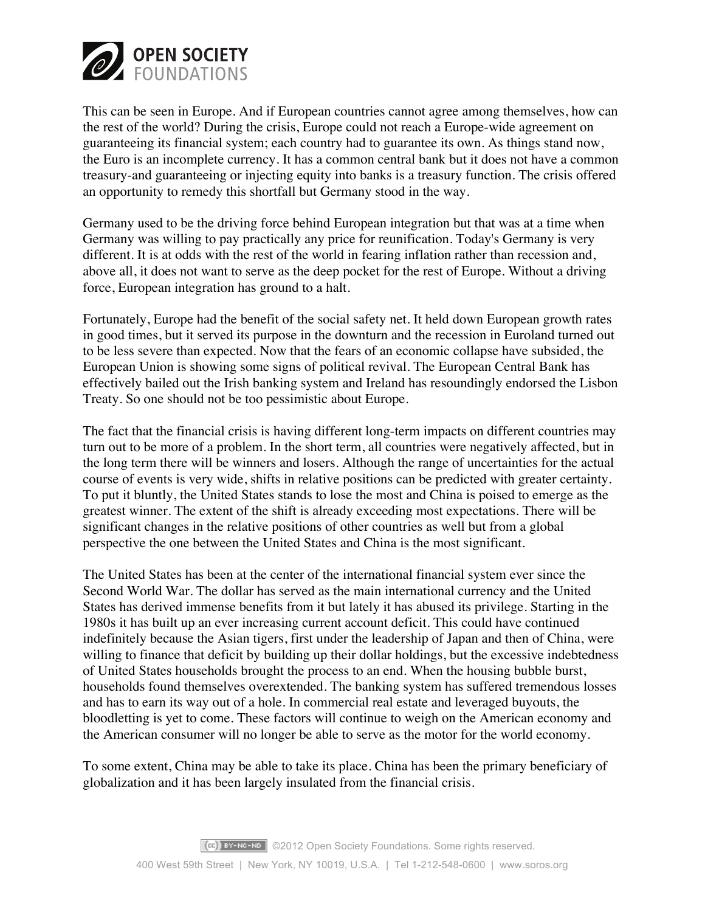This can be seen in Europe. And if European countries cannot agree among themselves, how can the rest of the world? During the crisis, Europe could not reach a Europe-wide agreement on guaranteeing its financial system; each country had to guarantee its own. As things stand now, the Euro is an incomplete currency. It has a common central bank but it does not have a common treasury-and guaranteeing or injecting equity into banks is a treasury function. The crisis offered an opportunity to remedy this shortfall but Germany stood in the way.

Germany used to be the driving force behind European integration but that was at a time when Germany was willing to pay practically any price for reunification. Today's Germany is very different. It is at odds with the rest of the world in fearing inflation rather than recession and, above all, it does not want to serve as the deep pocket for the rest of Europe. Without a driving force, European integration has ground to a halt.

Fortunately, Europe had the benefit of the social safety net. It held down European growth rates in good times, but it served its purpose in the downturn and the recession in Euroland turned out to be less severe than expected. Now that the fears of an economic collapse have subsided, the European Union is showing some signs of political revival. The European Central Bank has effectively bailed out the Irish banking system and Ireland has resoundingly endorsed the Lisbon Treaty. So one should not be too pessimistic about Europe.

The fact that the financial crisis is having different long-term impacts on different countries may turn out to be more of a problem. In the short term, all countries were negatively affected, but in the long term there will be winners and losers. Although the range of uncertainties for the actual course of events is very wide, shifts in relative positions can be predicted with greater certainty. To put it bluntly, the United States stands to lose the most and China is poised to emerge as the greatest winner. The extent of the shift is already exceeding most expectations. There will be significant changes in the relative positions of other countries as well but from a global perspective the one between the United States and China is the most significant.

The United States has been at the center of the international financial system ever since the Second World War. The dollar has served as the main international currency and the United States has derived immense benefits from it but lately it has abused its privilege. Starting in the 1980s it has built up an ever increasing current account deficit. This could have continued indefinitely because the Asian tigers, first under the leadership of Japan and then of China, were willing to finance that deficit by building up their dollar holdings, but the excessive indebtedness of United States households brought the process to an end. When the housing bubble burst, households found themselves overextended. The banking system has suffered tremendous losses and has to earn its way out of a hole. In commercial real estate and leveraged buyouts, the bloodletting is yet to come. These factors will continue to weigh on the American economy and the American consumer will no longer be able to serve as the motor for the world economy.

To some extent, China may be able to take its place. China has been the primary beneficiary of globalization and it has been largely insulated from the financial crisis.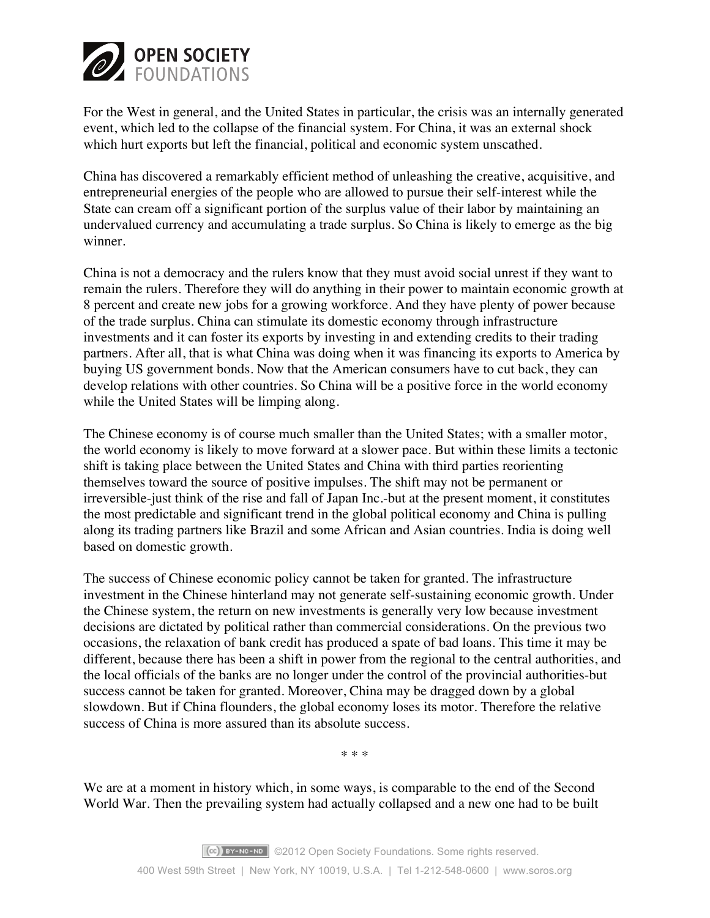For the West in general, and the United States in particular, the crisis was an internally generated event, which led to the collapse of the financial system. For China, it was an external shock which hurt exports but left the financial, political and economic system unscathed.

China has discovered a remarkably efficient method of unleashing the creative, acquisitive, and entrepreneurial energies of the people who are allowed to pursue their self-interest while the State can cream off a significant portion of the surplus value of their labor by maintaining an undervalued currency and accumulating a trade surplus. So China is likely to emerge as the big winner.

China is not a democracy and the rulers know that they must avoid social unrest if they want to remain the rulers. Therefore they will do anything in their power to maintain economic growth at 8 percent and create new jobs for a growing workforce. And they have plenty of power because of the trade surplus. China can stimulate its domestic economy through infrastructure investments and it can foster its exports by investing in and extending credits to their trading partners. After all, that is what China was doing when it was financing its exports to America by buying US government bonds. Now that the American consumers have to cut back, they can develop relations with other countries. So China will be a positive force in the world economy while the United States will be limping along.

The Chinese economy is of course much smaller than the United States; with a smaller motor, the world economy is likely to move forward at a slower pace. But within these limits a tectonic shift is taking place between the United States and China with third parties reorienting themselves toward the source of positive impulses. The shift may not be permanent or irreversible-just think of the rise and fall of Japan Inc.-but at the present moment, it constitutes the most predictable and significant trend in the global political economy and China is pulling along its trading partners like Brazil and some African and Asian countries. India is doing well based on domestic growth.

The success of Chinese economic policy cannot be taken for granted. The infrastructure investment in the Chinese hinterland may not generate self-sustaining economic growth. Under the Chinese system, the return on new investments is generally very low because investment decisions are dictated by political rather than commercial considerations. On the previous two occasions, the relaxation of bank credit has produced a spate of bad loans. This time it may be different, because there has been a shift in power from the regional to the central authorities, and the local officials of the banks are no longer under the control of the provincial authorities-but success cannot be taken for granted. Moreover, China may be dragged down by a global slowdown. But if China flounders, the global economy loses its motor. Therefore the relative success of China is more assured than its absolute success.

* * *

We are at a moment in history which, in some ways, is comparable to the end of the Second World War. Then the prevailing system had actually collapsed and a new one had to be built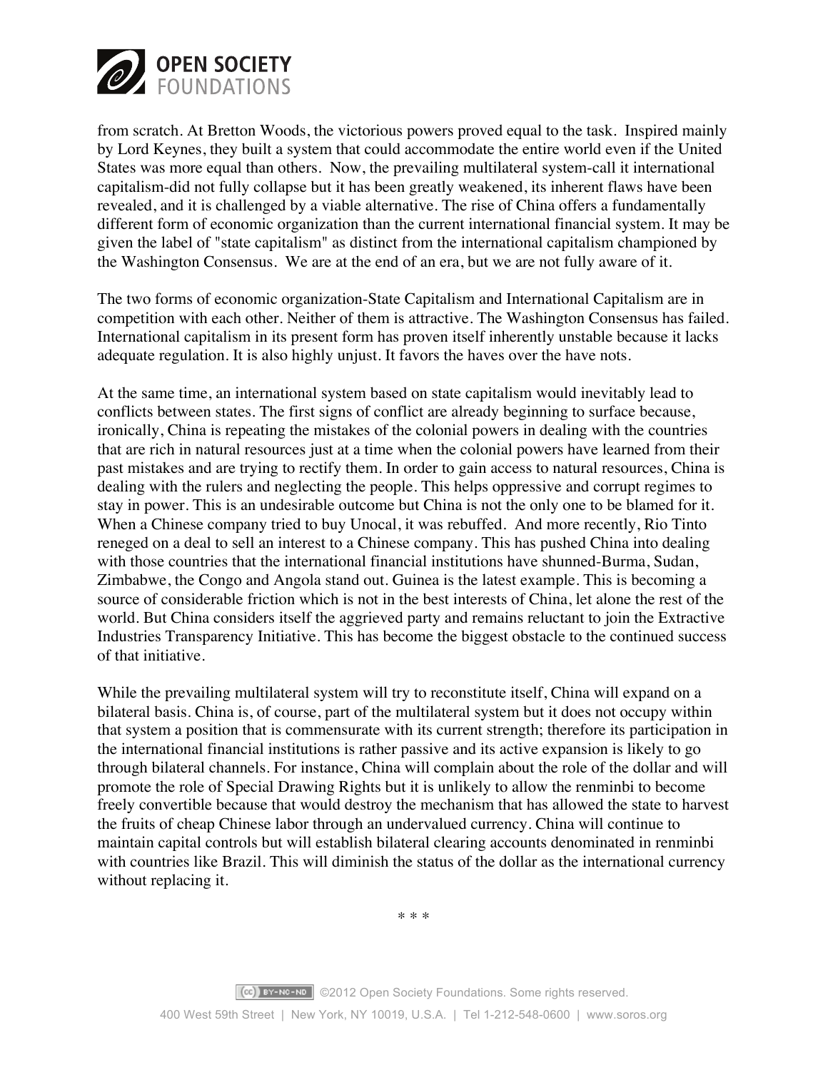from scratch. At Bretton Woods, the victorious powers proved equal to the task. Inspired mainly by Lord Keynes, they built a system that could accommodate the entire world even if the United States was more equal than others. Now, the prevailing multilateral system-call it international capitalism-did not fully collapse but it has been greatly weakened, its inherent flaws have been revealed, and it is challenged by a viable alternative. The rise of China offers a fundamentally different form of economic organization than the current international financial system. It may be given the label of "state capitalism" as distinct from the international capitalism championed by the Washington Consensus. We are at the end of an era, but we are not fully aware of it.

The two forms of economic organization-State Capitalism and International Capitalism are in competition with each other. Neither of them is attractive. The Washington Consensus has failed. International capitalism in its present form has proven itself inherently unstable because it lacks adequate regulation. It is also highly unjust. It favors the haves over the have nots.

At the same time, an international system based on state capitalism would inevitably lead to conflicts between states. The first signs of conflict are already beginning to surface because, ironically, China is repeating the mistakes of the colonial powers in dealing with the countries that are rich in natural resources just at a time when the colonial powers have learned from their past mistakes and are trying to rectify them. In order to gain access to natural resources, China is dealing with the rulers and neglecting the people. This helps oppressive and corrupt regimes to stay in power. This is an undesirable outcome but China is not the only one to be blamed for it. When a Chinese company tried to buy Unocal, it was rebuffed. And more recently, Rio Tinto reneged on a deal to sell an interest to a Chinese company. This has pushed China into dealing with those countries that the international financial institutions have shunned-Burma, Sudan, Zimbabwe, the Congo and Angola stand out. Guinea is the latest example. This is becoming a source of considerable friction which is not in the best interests of China, let alone the rest of the world. But China considers itself the aggrieved party and remains reluctant to join the Extractive Industries Transparency Initiative. This has become the biggest obstacle to the continued success of that initiative.

While the prevailing multilateral system will try to reconstitute itself, China will expand on a bilateral basis. China is, of course, part of the multilateral system but it does not occupy within that system a position that is commensurate with its current strength; therefore its participation in the international financial institutions is rather passive and its active expansion is likely to go through bilateral channels. For instance, China will complain about the role of the dollar and will promote the role of Special Drawing Rights but it is unlikely to allow the renminbi to become freely convertible because that would destroy the mechanism that has allowed the state to harvest the fruits of cheap Chinese labor through an undervalued currency. China will continue to maintain capital controls but will establish bilateral clearing accounts denominated in renminbi with countries like Brazil. This will diminish the status of the dollar as the international currency without replacing it.

\* \* \*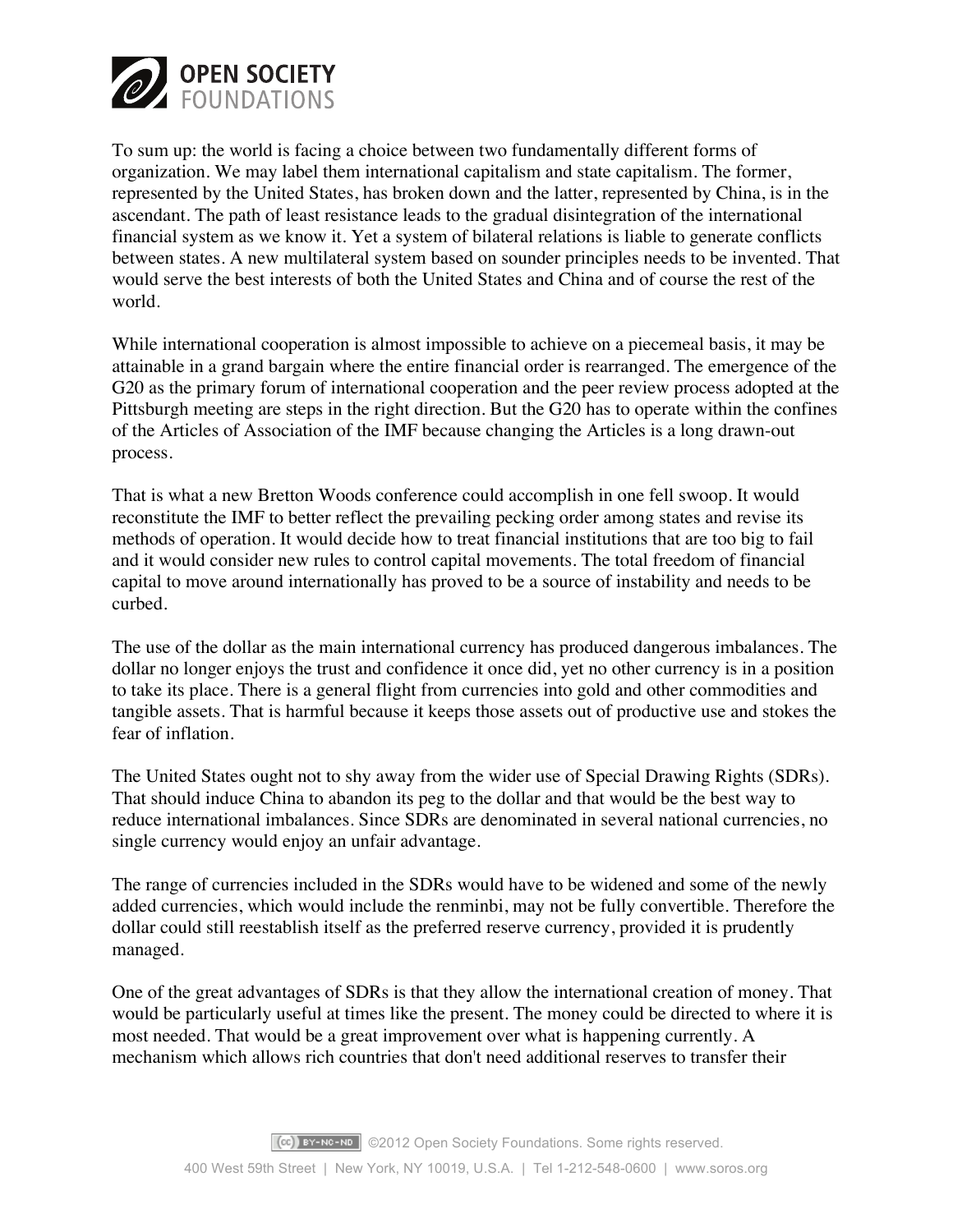To sum up: the world is facing a choice between two fundamentally different forms of organization. We may label them international capitalism and state capitalism. The former, represented by the United States, has broken down and the latter, represented by China, is in the ascendant. The path of least resistance leads to the gradual disintegration of the international financial system as we know it. Yet a system of bilateral relations is liable to generate conflicts between states. A new multilateral system based on sounder principles needs to be invented. That would serve the best interests of both the United States and China and of course the rest of the world.

While international cooperation is almost impossible to achieve on a piecemeal basis, it may be attainable in a grand bargain where the entire financial order is rearranged. The emergence of the G20 as the primary forum of international cooperation and the peer review process adopted at the Pittsburgh meeting are steps in the right direction. But the G20 has to operate within the confines of the Articles of Association of the IMF because changing the Articles is a long drawn-out process.

That is what a new Bretton Woods conference could accomplish in one fell swoop. It would reconstitute the IMF to better reflect the prevailing pecking order among states and revise its methods of operation. It would decide how to treat financial institutions that are too big to fail and it would consider new rules to control capital movements. The total freedom of financial capital to move around internationally has proved to be a source of instability and needs to be curbed.

The use of the dollar as the main international currency has produced dangerous imbalances. The dollar no longer enjoys the trust and confidence it once did, yet no other currency is in a position to take its place. There is a general flight from currencies into gold and other commodities and tangible assets. That is harmful because it keeps those assets out of productive use and stokes the fear of inflation.

The United States ought not to shy away from the wider use of Special Drawing Rights (SDRs). That should induce China to abandon its peg to the dollar and that would be the best way to reduce international imbalances. Since SDRs are denominated in several national currencies, no single currency would enjoy an unfair advantage.

The range of currencies included in the SDRs would have to be widened and some of the newly added currencies, which would include the renminbi, may not be fully convertible. Therefore the dollar could still reestablish itself as the preferred reserve currency, provided it is prudently managed.

One of the great advantages of SDRs is that they allow the international creation of money. That would be particularly useful at times like the present. The money could be directed to where it is most needed. That would be a great improvement over what is happening currently. A mechanism which allows rich countries that don't need additional reserves to transfer their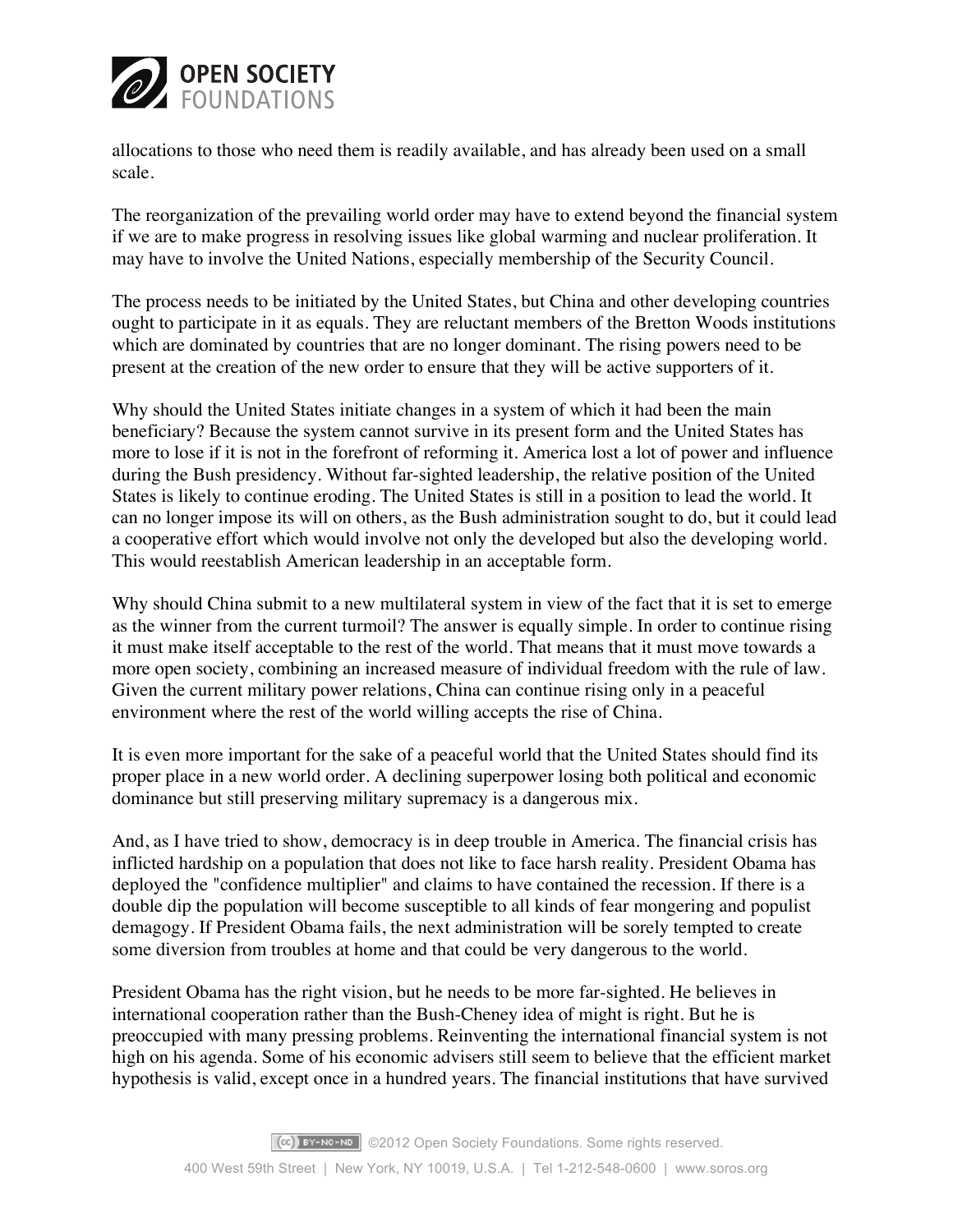allocations to those who need them is readily available, and has already been used on a small scale.

The reorganization of the prevailing world order may have to extend beyond the financial system if we are to make progress in resolving issues like global warming and nuclear proliferation. It may have to involve the United Nations, especially membership of the Security Council.

The process needs to be initiated by the United States, but China and other developing countries ought to participate in it as equals. They are reluctant members of the Bretton Woods institutions which are dominated by countries that are no longer dominant. The rising powers need to be present at the creation of the new order to ensure that they will be active supporters of it.

Why should the United States initiate changes in a system of which it had been the main beneficiary? Because the system cannot survive in its present form and the United States has more to lose if it is not in the forefront of reforming it. America lost a lot of power and influence during the Bush presidency. Without far-sighted leadership, the relative position of the United States is likely to continue eroding. The United States is still in a position to lead the world. It can no longer impose its will on others, as the Bush administration sought to do, but it could lead a cooperative effort which would involve not only the developed but also the developing world. This would reestablish American leadership in an acceptable form.

Why should China submit to a new multilateral system in view of the fact that it is set to emerge as the winner from the current turmoil? The answer is equally simple. In order to continue rising it must make itself acceptable to the rest of the world. That means that it must move towards a more open society, combining an increased measure of individual freedom with the rule of law. Given the current military power relations, China can continue rising only in a peaceful environment where the rest of the world willing accepts the rise of China.

It is even more important for the sake of a peaceful world that the United States should find its proper place in a new world order. A declining superpower losing both political and economic dominance but still preserving military supremacy is a dangerous mix.

And, as I have tried to show, democracy is in deep trouble in America. The financial crisis has inflicted hardship on a population that does not like to face harsh reality. President Obama has deployed the "confidence multiplier" and claims to have contained the recession. If there is a double dip the population will become susceptible to all kinds of fear mongering and populist demagogy. If President Obama fails, the next administration will be sorely tempted to create some diversion from troubles at home and that could be very dangerous to the world.

President Obama has the right vision, but he needs to be more far-sighted. He believes in international cooperation rather than the Bush-Cheney idea of might is right. But he is preoccupied with many pressing problems. Reinventing the international financial system is not high on his agenda. Some of his economic advisers still seem to believe that the efficient market hypothesis is valid, except once in a hundred years. The financial institutions that have survived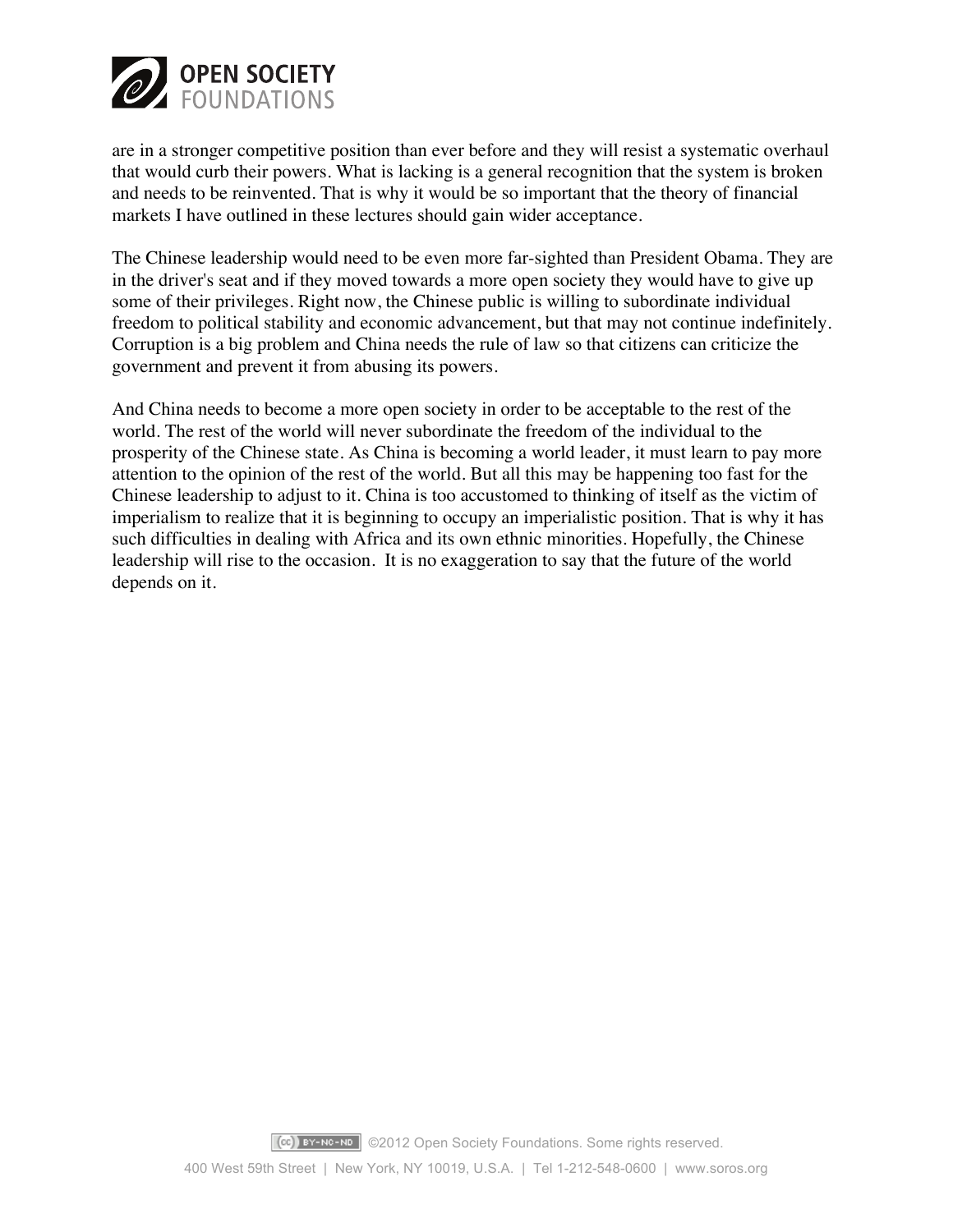are in a stronger competitive position than ever before and they will resist a systematic overhaul that would curb their powers. What is lacking is a general recognition that the system is broken and needs to be reinvented. That is why it would be so important that the theory of financial markets I have outlined in these lectures should gain wider acceptance.

The Chinese leadership would need to be even more far-sighted than President Obama. They are in the driver's seat and if they moved towards a more open society they would have to give up some of their privileges. Right now, the Chinese public is willing to subordinate individual freedom to political stability and economic advancement, but that may not continue indefinitely. Corruption is a big problem and China needs the rule of law so that citizens can criticize the government and prevent it from abusing its powers.

And China needs to become a more open society in order to be acceptable to the rest of the world. The rest of the world will never subordinate the freedom of the individual to the prosperity of the Chinese state. As China is becoming a world leader, it must learn to pay more attention to the opinion of the rest of the world. But all this may be happening too fast for the Chinese leadership to adjust to it. China is too accustomed to thinking of itself as the victim of imperialism to realize that it is beginning to occupy an imperialistic position. That is why it has such difficulties in dealing with Africa and its own ethnic minorities. Hopefully, the Chinese leadership will rise to the occasion. It is no exaggeration to say that the future of the world depends on it.